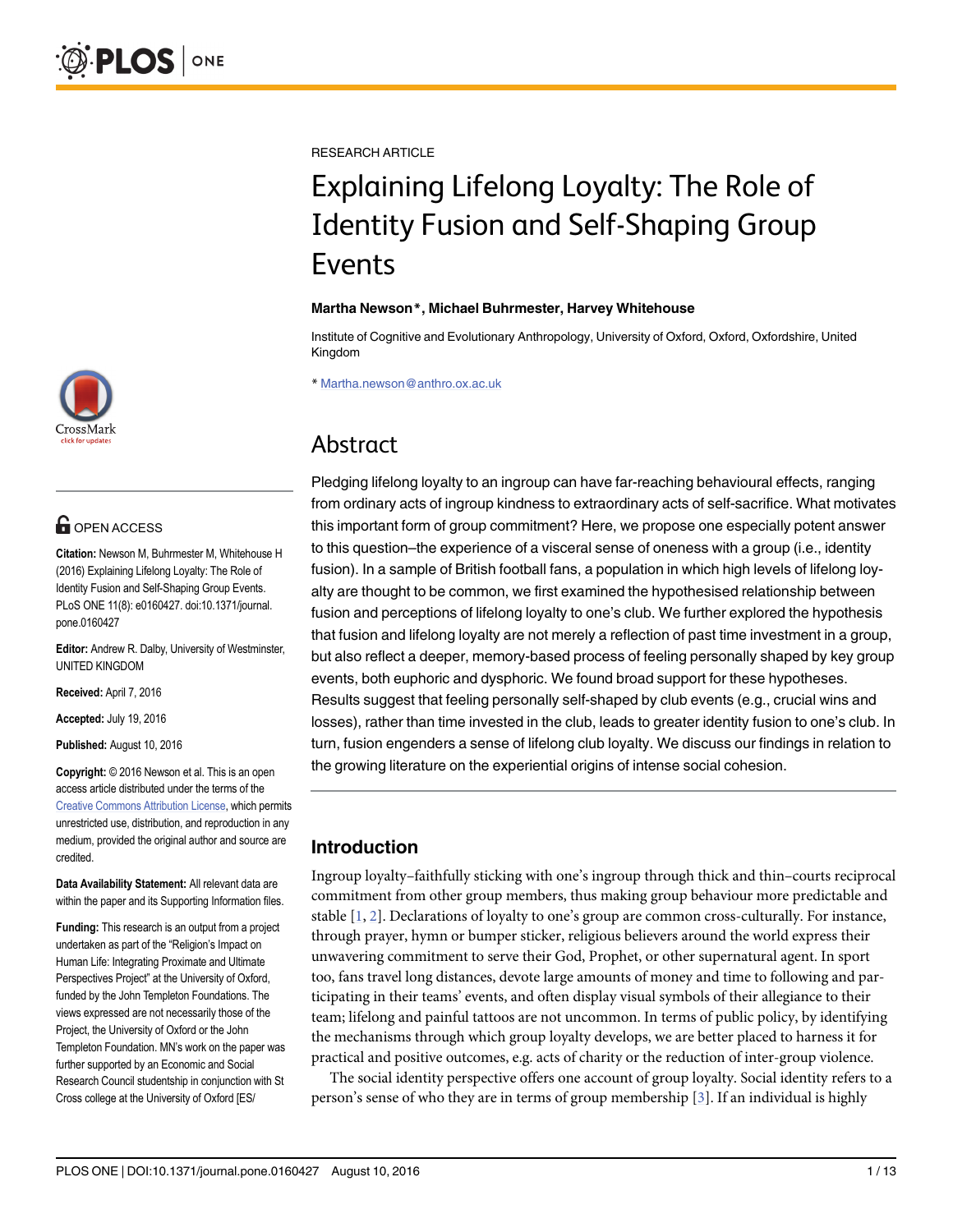RESEARCH ARTICLE

# Explaining Lifelong Loyalty: The Role of Identity Fusion and Self-Shaping Group Events

**Martha Newson*, Michael Buhrmester, Harvey Whitehouse**

Institute of Cognitive and Evolutionary Anthropology, University of Oxford, Oxford, Oxfordshire, United Kingdom

* Martha.newson@anthro.ox.ac.uk

## Abstract

Pledging lifelong loyalty to an ingroup can have far-reaching behavioural effects, ranging from ordinary acts of ingroup kindness to extraordinary acts of self-sacrifice. What motivates this important form of group commitment? Here, we propose one especially potent answer to this question–the experience of a visceral sense of oneness with a group (i.e., identity fusion). In a sample of British football fans, a population in which high levels of lifelong loyalty are thought to be common, we first examined the hypothesised relationship between fusion and perceptions of lifelong loyalty to one's club. We further explored the hypothesis that fusion and lifelong loyalty are not merely a reflection of past time investment in a group, but also reflect a deeper, memory-based process of feeling personally shaped by key group events, both euphoric and dysphoric. We found broad support for these hypotheses. Results suggest that feeling personally self-shaped by club events (e.g., crucial wins and losses), rather than time invested in the club, leads to greater identity fusion to one's club. In turn, fusion engenders a sense of lifelong club loyalty. We discuss our findings in relation to the growing literature on the experiential origins of intense social cohesion.

**OPEN ACCESS**

**Citation:** Newson M, Buhrmester M, Whitehouse H (2016) Explaining Lifelong Loyalty: The Role of Identity Fusion and Self-Shaping Group Events. PLoS ONE 11(8): e0160427. doi:10.1371/journal.pone.0160427

**Editor:** Andrew R. Dalby, University of Westminster, UNITED KINGDOM

**Received:** April 7, 2016

**Accepted:** July 19, 2016

**Published:** August 10, 2016

**Copyright:** © 2016 Newson et al. This is an open access article distributed under the terms of the Creative Commons Attribution License, which permits unrestricted use, distribution, and reproduction in any medium, provided the original author and source are credited.

**Data Availability Statement:** All relevant data are within the paper and its Supporting Information files.

**Funding:** This research is an output from a project undertaken as part of the "Religion's Impact on Human Life: Integrating Proximate and Ultimate Perspectives Project" at the University of Oxford, funded by the John Templeton Foundations. The views expressed are not necessarily those of the Project, the University of Oxford or the John Templeton Foundation. MN's work on the paper was further supported by an Economic and Social Research Council studentship in conjunction with St Cross college at the University of Oxford [ES/

## Introduction

Ingroup loyalty–faithfully sticking with one's ingroup through thick and thin–courts reciprocal commitment from other group members, thus making group behaviour more predictable and stable [1, 2]. Declarations of loyalty to one's group are common cross-culturally. For instance, through prayer, hymn or bumper sticker, religious believers around the world express their unwavering commitment to serve their God, Prophet, or other supernatural agent. In sport too, fans travel long distances, devote large amounts of money and time to following and participating in their teams' events, and often display visual symbols of their allegiance to their team; lifelong and painful tattoos are not uncommon. In terms of public policy, by identifying the mechanisms through which group loyalty develops, we are better placed to harness it for practical and positive outcomes, e.g. acts of charity or the reduction of inter-group violence.

The social identity perspective offers one account of group loyalty. Social identity refers to a person's sense of who they are in terms of group membership [3]. If an individual is highly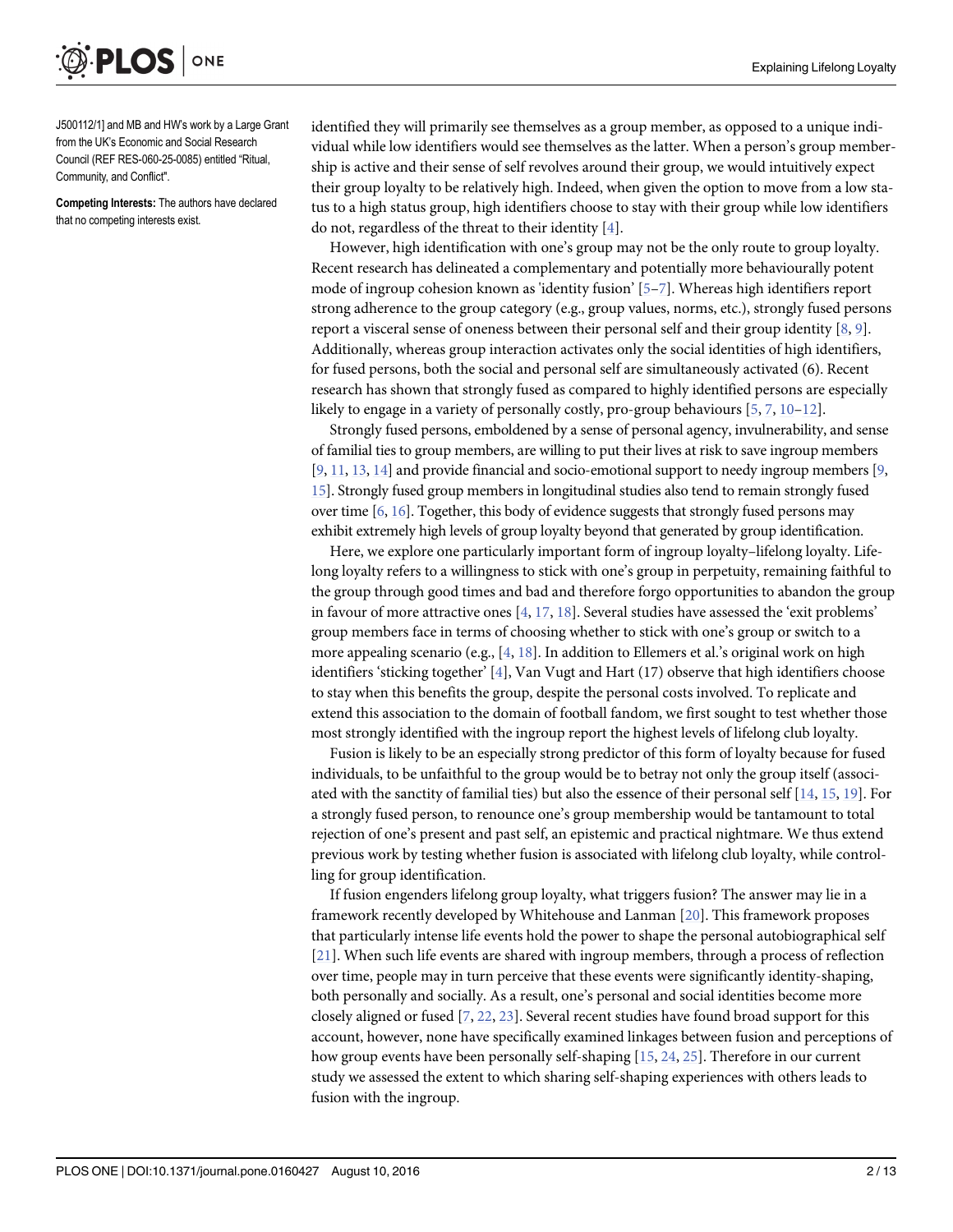J500112/1] and MB and HW's work by a Large Grant from the UK's Economic and Social Research Council (REF RES-060-25-0085) entitled "Ritual, Community, and Conflict".

**Competing Interests:** The authors have declared that no competing interests exist.

identified they will primarily see themselves as a group member, as opposed to a unique individual while low identifiers would see themselves as the latter. When a person's group membership is active and their sense of self revolves around their group, we would intuitively expect their group loyalty to be relatively high. Indeed, when given the option to move from a low status to a high status group, high identifiers choose to stay with their group while low identifiers do not, regardless of the threat to their identity [4].

However, high identification with one's group may not be the only route to group loyalty. Recent research has delineated a complementary and potentially more behaviourally potent mode of ingroup cohesion known as 'identity fusion' [5–7]. Whereas high identifiers report strong adherence to the group category (e.g., group values, norms, etc.), strongly fused persons report a visceral sense of oneness between their personal self and their group identity [8, 9]. Additionally, whereas group interaction activates only the social identities of high identifiers, for fused persons, both the social and personal self are simultaneously activated (6). Recent research has shown that strongly fused as compared to highly identified persons are especially likely to engage in a variety of personally costly, pro-group behaviours [5, 7, 10–12].

Strongly fused persons, emboldened by a sense of personal agency, invulnerability, and sense of familial ties to group members, are willing to put their lives at risk to save ingroup members [9, 11, 13, 14] and provide financial and socio-emotional support to needy ingroup members [9, 15]. Strongly fused group members in longitudinal studies also tend to remain strongly fused over time [6, 16]. Together, this body of evidence suggests that strongly fused persons may exhibit extremely high levels of group loyalty beyond that generated by group identification.

Here, we explore one particularly important form of ingroup loyalty–lifelong loyalty. Lifelong loyalty refers to a willingness to stick with one's group in perpetuity, remaining faithful to the group through good times and bad and therefore forgo opportunities to abandon the group in favour of more attractive ones [4, 17, 18]. Several studies have assessed the 'exit problems' group members face in terms of choosing whether to stick with one's group or switch to a more appealing scenario (e.g., [4, 18]. In addition to Ellemers et al.'s original work on high identifiers 'sticking together' [4], Van Vugt and Hart (17) observe that high identifiers choose to stay when this benefits the group, despite the personal costs involved. To replicate and extend this association to the domain of football fandom, we first sought to test whether those most strongly identified with the ingroup report the highest levels of lifelong club loyalty.

Fusion is likely to be an especially strong predictor of this form of loyalty because for fused individuals, to be unfaithful to the group would be to betray not only the group itself (associated with the sanctity of familial ties) but also the essence of their personal self [14, 15, 19]. For a strongly fused person, to renounce one's group membership would be tantamount to total rejection of one's present and past self, an epistemic and practical nightmare. We thus extend previous work by testing whether fusion is associated with lifelong club loyalty, while controlling for group identification.

If fusion engenders lifelong group loyalty, what triggers fusion? The answer may lie in a framework recently developed by Whitehouse and Lanman [20]. This framework proposes that particularly intense life events hold the power to shape the personal autobiographical self [21]. When such life events are shared with ingroup members, through a process of reflection over time, people may in turn perceive that these events were significantly identity-shaping, both personally and socially. As a result, one's personal and social identities become more closely aligned or fused [7, 22, 23]. Several recent studies have found broad support for this account, however, none have specifically examined linkages between fusion and perceptions of how group events have been personally self-shaping [15, 24, 25]. Therefore in our current study we assessed the extent to which sharing self-shaping experiences with others leads to fusion with the ingroup.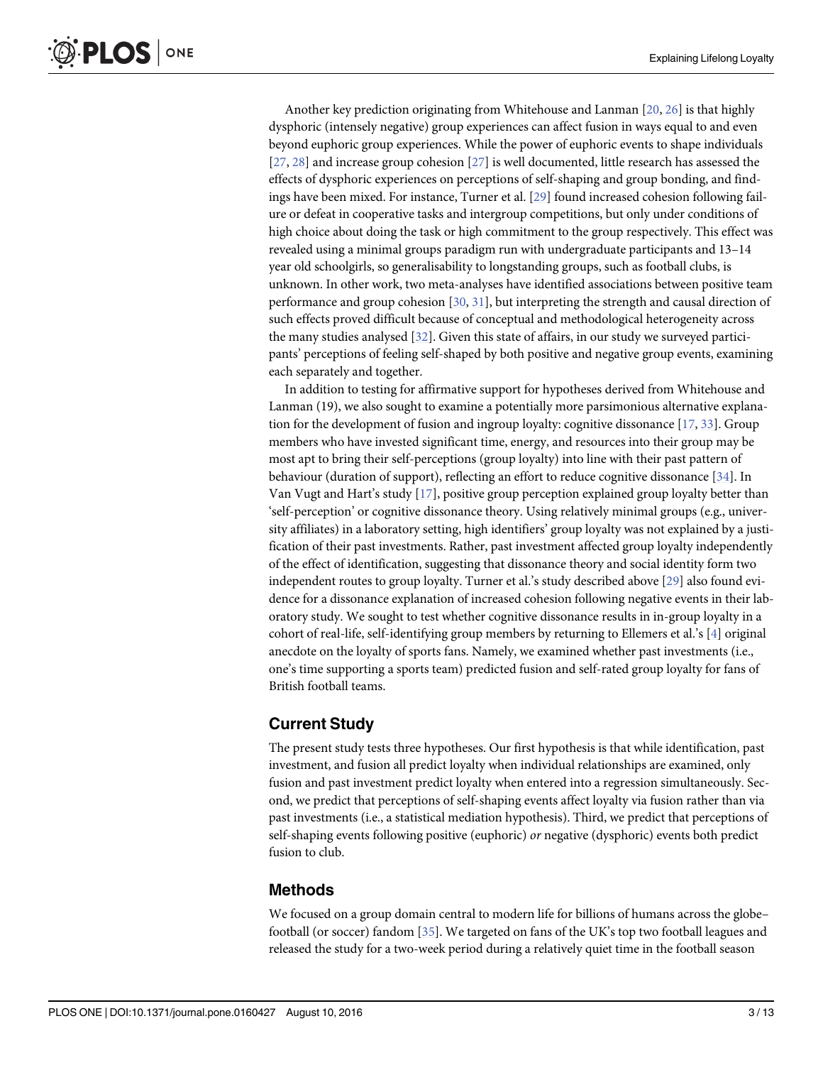Another key prediction originating from Whitehouse and Lanman [20, 26] is that highly dysphoric (intensely negative) group experiences can affect fusion in ways equal to and even beyond euphoric group experiences. While the power of euphoric events to shape individuals [27, 28] and increase group cohesion [27] is well documented, little research has assessed the effects of dysphoric experiences on perceptions of self-shaping and group bonding, and findings have been mixed. For instance, Turner et al. [29] found increased cohesion following failure or defeat in cooperative tasks and intergroup competitions, but only under conditions of high choice about doing the task or high commitment to the group respectively. This effect was revealed using a minimal groups paradigm run with undergraduate participants and 13–14 year old schoolgirls, so generalisability to longstanding groups, such as football clubs, is unknown. In other work, two meta-analyses have identified associations between positive team performance and group cohesion [30, 31], but interpreting the strength and causal direction of such effects proved difficult because of conceptual and methodological heterogeneity across the many studies analysed [32]. Given this state of affairs, in our study we surveyed participants' perceptions of feeling self-shaped by both positive and negative group events, examining each separately and together.

In addition to testing for affirmative support for hypotheses derived from Whitehouse and Lanman (19), we also sought to examine a potentially more parsimonious alternative explanation for the development of fusion and ingroup loyalty: cognitive dissonance [17, 33]. Group members who have invested significant time, energy, and resources into their group may be most apt to bring their self-perceptions (group loyalty) into line with their past pattern of behaviour (duration of support), reflecting an effort to reduce cognitive dissonance [34]. In Van Vugt and Hart's study [17], positive group perception explained group loyalty better than 'self-perception' or cognitive dissonance theory. Using relatively minimal groups (e.g., university affiliates) in a laboratory setting, high identifiers' group loyalty was not explained by a justification of their past investments. Rather, past investment affected group loyalty independently of the effect of identification, suggesting that dissonance theory and social identity form two independent routes to group loyalty. Turner et al.'s study described above [29] also found evidence for a dissonance explanation of increased cohesion following negative events in their laboratory study. We sought to test whether cognitive dissonance results in in-group loyalty in a cohort of real-life, self-identifying group members by returning to Ellemers et al.'s [4] original anecdote on the loyalty of sports fans. Namely, we examined whether past investments (i.e., one's time supporting a sports team) predicted fusion and self-rated group loyalty for fans of British football teams.

## Current Study

The present study tests three hypotheses. Our first hypothesis is that while identification, past investment, and fusion all predict loyalty when individual relationships are examined, only fusion and past investment predict loyalty when entered into a regression simultaneously. Second, we predict that perceptions of self-shaping events affect loyalty via fusion rather than via past investments (i.e., a statistical mediation hypothesis). Third, we predict that perceptions of self-shaping events following positive (euphoric) *or* negative (dysphoric) events both predict fusion to club.

## Methods

We focused on a group domain central to modern life for billions of humans across the globe–football (or soccer) fandom [35]. We targeted on fans of the UK's top two football leagues and released the study for a two-week period during a relatively quiet time in the football season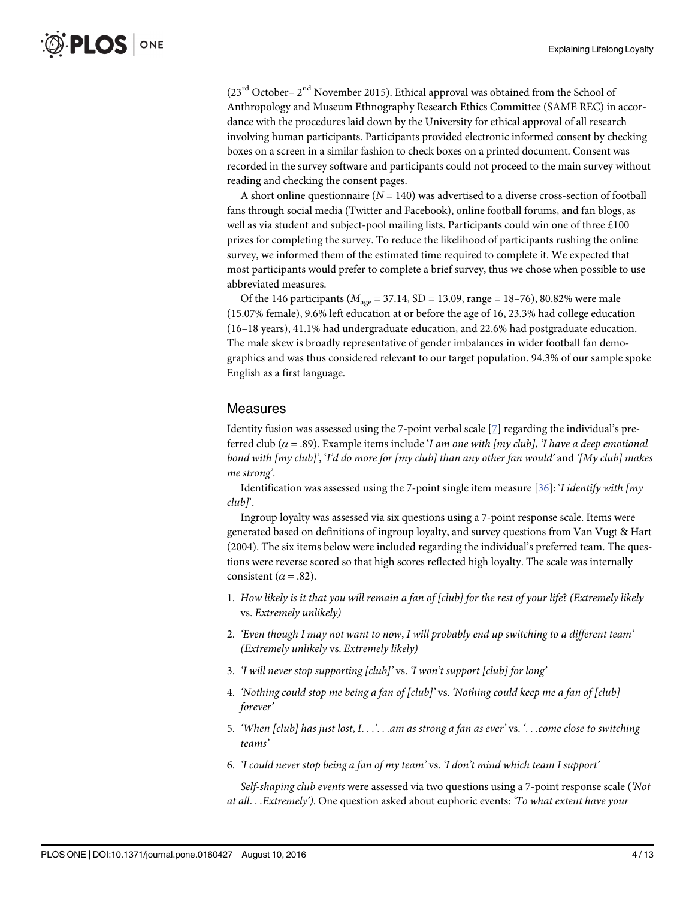(23rd October– 2nd November 2015). Ethical approval was obtained from the School of Anthropology and Museum Ethnography Research Ethics Committee (SAME REC) in accordance with the procedures laid down by the University for ethical approval of all research involving human participants. Participants provided electronic informed consent by checking boxes on a screen in a similar fashion to check boxes on a printed document. Consent was recorded in the survey software and participants could not proceed to the main survey without reading and checking the consent pages.

A short online questionnaire ($N = 140$) was advertised to a diverse cross-section of football fans through social media (Twitter and Facebook), online football forums, and fan blogs, as well as via student and subject-pool mailing lists. Participants could win one of three £100 prizes for completing the survey. To reduce the likelihood of participants rushing the online survey, we informed them of the estimated time required to complete it. We expected that most participants would prefer to complete a brief survey, thus we chose when possible to use abbreviated measures.

Of the 146 participants ($M_{age} = 37.14$, SD = 13.09, range = 18–76), 80.82% were male (15.07% female), 9.6% left education at or before the age of 16, 23.3% had college education (16–18 years), 41.1% had undergraduate education, and 22.6% had postgraduate education. The male skew is broadly representative of gender imbalances in wider football fan demographics and was thus considered relevant to our target population. 94.3% of our sample spoke English as a first language.

## Measures

Identity fusion was assessed using the 7-point verbal scale [7] regarding the individual's preferred club ($\alpha = .89$). Example items include '*I am one with [my club]*, '*I have a deep emotional bond with [my club]*', '*I'd do more for [my club] than any other fan would*' and *'[My club] makes me strong'*.

Identification was assessed using the 7-point single item measure [36]: '*I identify with [my club]*'.

Ingroup loyalty was assessed via six questions using a 7-point response scale. Items were generated based on definitions of ingroup loyalty, and survey questions from Van Vugt & Hart (2004). The six items below were included regarding the individual's preferred team. The questions were reverse scored so that high scores reflected high loyalty. The scale was internally consistent ($\alpha = .82$).

1. *How likely is it that you will remain a fan of [club] for the rest of your life*? *(Extremely likely* vs. *Extremely unlikely)*
2. *'Even though I may not want to now*, *I will probably end up switching to a different team' (Extremely unlikely* vs. *Extremely likely)*
3. *'I will never stop supporting [club]'* vs. *'I won't support [club] for long'*
4. *'Nothing could stop me being a fan of [club]'* vs. *'Nothing could keep me a fan of [club] forever'*
5. *'When [club] has just lost*, *I. . .'. . .am as strong a fan as ever'* vs. *'. . .come close to switching teams'*
6. *'I could never stop being a fan of my team'* vs. *'I don't mind which team I support'*

*Self-shaping club events* were assessed via two questions using a 7-point response scale (*'Not at all. . .Extremely')*. One question asked about euphoric events: *'To what extent have your*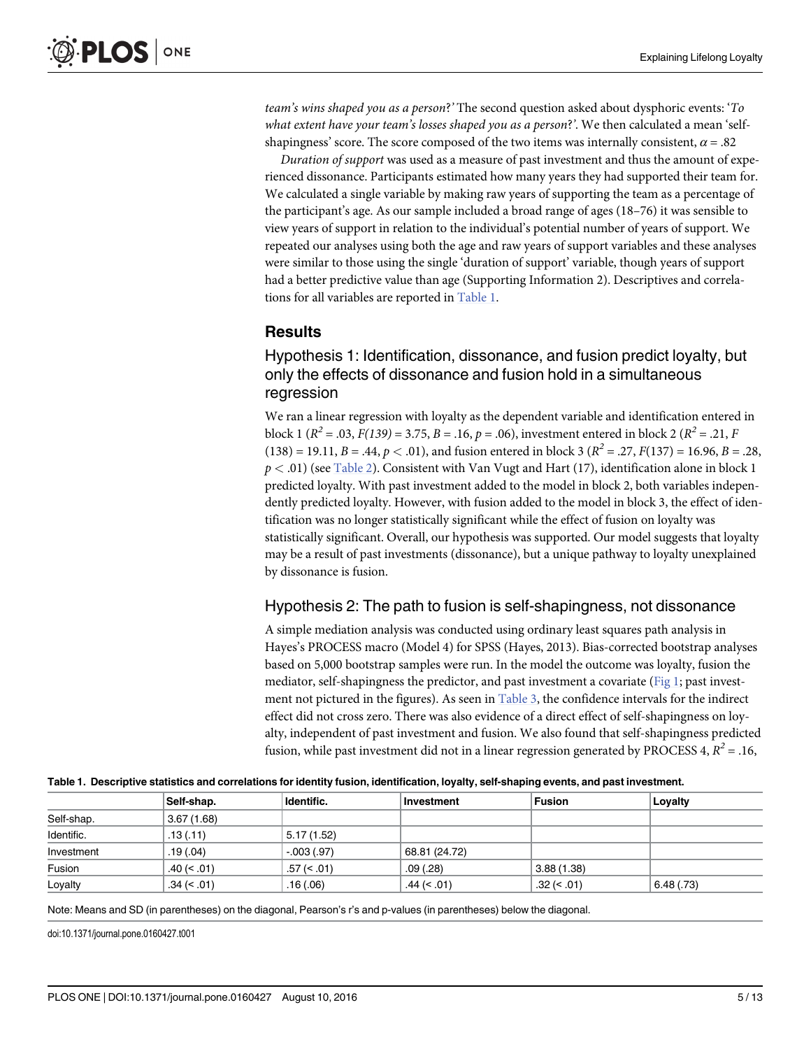*team's wins shaped you as a person*?' The second question asked about dysphoric events: '*To what extent have your team's losses shaped you as a person*?'. We then calculated a mean 'self-shapingness' score. The score composed of the two items was internally consistent, $\alpha = .82$

*Duration of support* was used as a measure of past investment and thus the amount of experienced dissonance. Participants estimated how many years they had supported their team for. We calculated a single variable by making raw years of supporting the team as a percentage of the participant's age. As our sample included a broad range of ages (18–76) it was sensible to view years of support in relation to the individual's potential number of years of support. We repeated our analyses using both the age and raw years of support variables and these analyses were similar to those using the single 'duration of support' variable, though years of support had a better predictive value than age (Supporting Information 2). Descriptives and correlations for all variables are reported in Table 1.

## Results

### Hypothesis 1: Identification, dissonance, and fusion predict loyalty, but only the effects of dissonance and fusion hold in a simultaneous regression

We ran a linear regression with loyalty as the dependent variable and identification entered in block 1 ($R^2 = .03$, $F(139) = 3.75$, $B = .16$, $p = .06$), investment entered in block 2 ($R^2 = .21$, $F(138) = 19.11$, $B = .44$, $p < .01$), and fusion entered in block 3 ($R^2 = .27$, $F(137) = 16.96$, $B = .28$, $p < .01$) (see Table 2). Consistent with Van Vugt and Hart (17), identification alone in block 1 predicted loyalty. With past investment added to the model in block 2, both variables independently predicted loyalty. However, with fusion added to the model in block 3, the effect of identification was no longer statistically significant while the effect of fusion on loyalty was statistically significant. Overall, our hypothesis was supported. Our model suggests that loyalty may be a result of past investments (dissonance), but a unique pathway to loyalty unexplained by dissonance is fusion.

### Hypothesis 2: The path to fusion is self-shapingness, not dissonance

A simple mediation analysis was conducted using ordinary least squares path analysis in Hayes's PROCESS macro (Model 4) for SPSS (Hayes, 2013). Bias-corrected bootstrap analyses based on 5,000 bootstrap samples were run. In the model the outcome was loyalty, fusion the mediator, self-shapingness the predictor, and past investment a covariate (Fig 1; past investment not pictured in the figures). As seen in Table 3, the confidence intervals for the indirect effect did not cross zero. There was also evidence of a direct effect of self-shapingness on loyalty, independent of past investment and fusion. We also found that self-shapingness predicted fusion, while past investment did not in a linear regression generated by PROCESS 4, $R^2 = .16$,

**Table 1. Descriptive statistics and correlations for identity fusion, identification, loyalty, self-shaping events, and past investment.**

| | Self-shap. | Identific. | Investment | Fusion | Loyalty |
|---|---|---|---|---|---|
| Self-shap. | 3.67 (1.68) | | | | |
| Identific. | .13 (.11) | 5.17 (1.52) | | | |
| Investment | .19 (.04) | -.003 (.97) | 68.81 (24.72) | | |
| Fusion | .40 (< .01) | .57 (< .01) | .09 (.28) | 3.88 (1.38) | |
| Loyalty | .34 (< .01) | .16 (.06) | .44 (< .01) | .32 (< .01) | 6.48 (.73) |

Note: Means and SD (in parentheses) on the diagonal, Pearson's r's and p-values (in parentheses) below the diagonal.

doi:10.1371/journal.pone.0160427.t001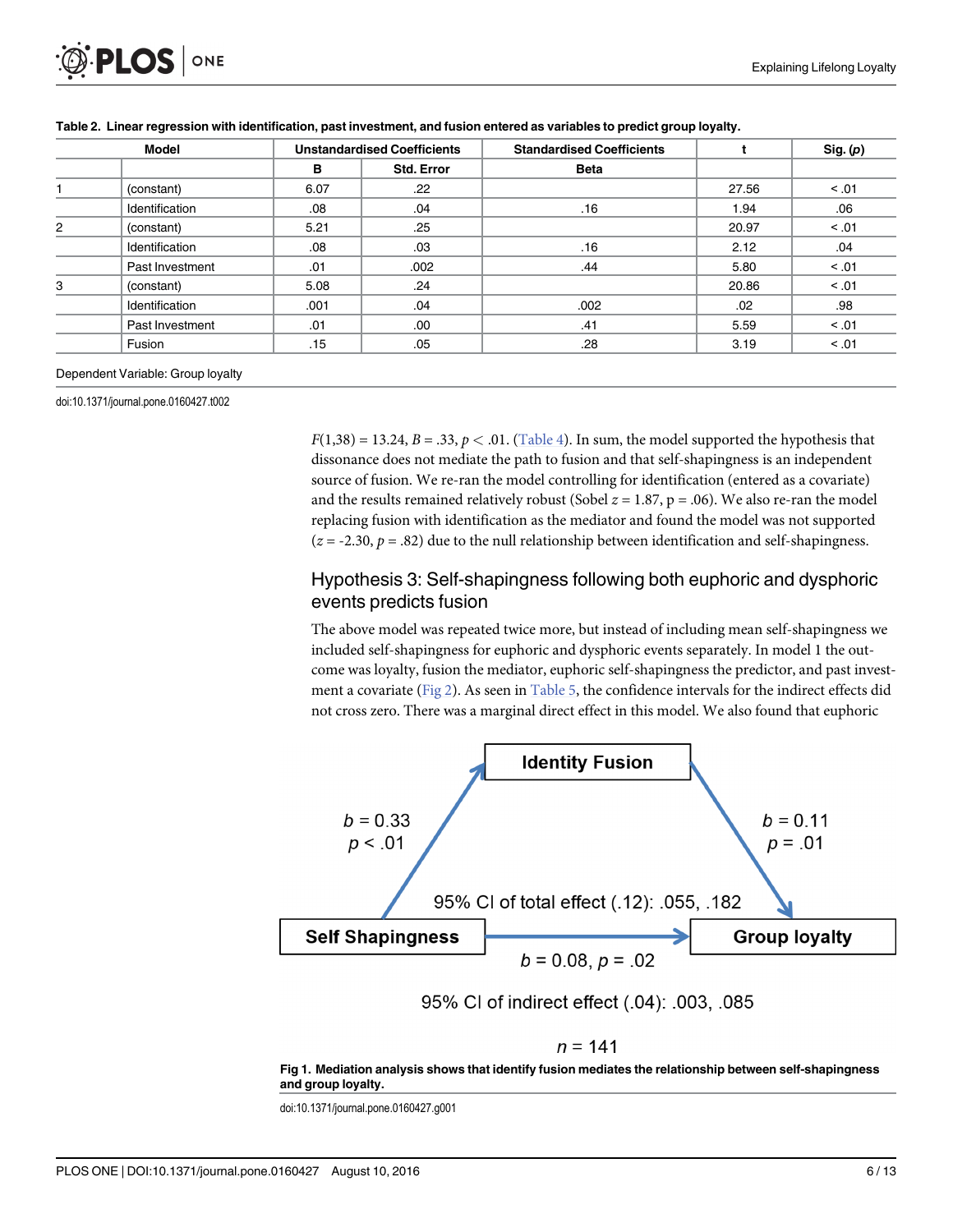**Table 2. Linear regression with identification, past investment, and fusion entered as variables to predict group loyalty.**

| Model | | Unstandardised Coefficients | | Standardised Coefficients | t | Sig. ($p$) |
|---|---|---|---|---|---|---|
| | | B | Std. Error | Beta | | |
| 1 | (constant) | 6.07 | .22 | | 27.56 | < .01 |
| | Identification | .08 | .04 | .16 | 1.94 | .06 |
| 2 | (constant) | 5.21 | .25 | | 20.97 | < .01 |
| | Identification | .08 | .03 | .16 | 2.12 | .04 |
| | Past Investment | .01 | .002 | .44 | 5.80 | < .01 |
| 3 | (constant) | 5.08 | .24 | | 20.86 | < .01 |
| | Identification | .001 | .04 | .002 | .02 | .98 |
| | Past Investment | .01 | .00 | .41 | 5.59 | < .01 |
| | Fusion | .15 | .05 | .28 | 3.19 | < .01 |

Dependent Variable: Group loyalty

doi:10.1371/journal.pone.0160427.t002

$F(1,38) = 13.24$, $B = .33$, $p < .01$. (Table 4). In sum, the model supported the hypothesis that dissonance does not mediate the path to fusion and that self-shapingness is an independent source of fusion. We re-ran the model controlling for identification (entered as a covariate) and the results remained relatively robust (Sobel $z = 1.87$, $p = .06$). We also re-ran the model replacing fusion with identification as the mediator and found the model was not supported ($z = -2.30$, $p = .82$) due to the null relationship between identification and self-shapingness.

## Hypothesis 3: Self-shapingness following both euphoric and dysphoric events predicts fusion

The above model was repeated twice more, but instead of including mean self-shapingness we included self-shapingness for euphoric and dysphoric events separately. In model 1 the outcome was loyalty, fusion the mediator, euphoric self-shapingness the predictor, and past investment a covariate (Fig 2). As seen in Table 5, the confidence intervals for the indirect effects did not cross zero. There was a marginal direct effect in this model. We also found that euphoric

Identity Fusion

$b = 0.33$
$p < .01$

$b = 0.11$
$p = .01$

95% CI of total effect (.12): .055, .182

Self Shapingness → Group loyalty

$b = 0.08$, $p = .02$

95% CI of indirect effect (.04): .003, .085

$n = 141$

**Fig 1. Mediation analysis shows that identify fusion mediates the relationship between self-shapingness and group loyalty.**

doi:10.1371/journal.pone.0160427.g001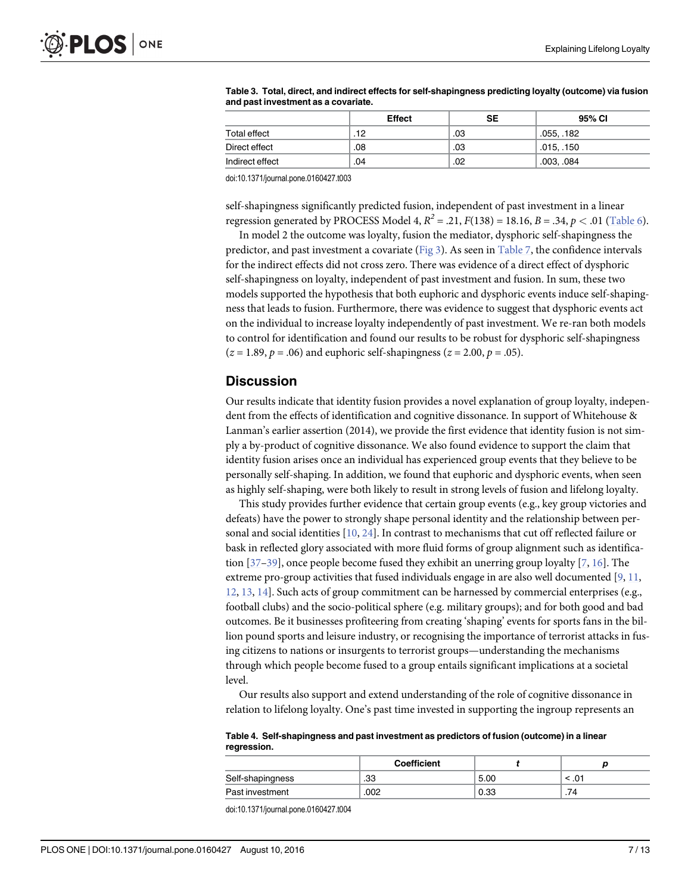**Table 3. Total, direct, and indirect effects for self-shapingness predicting loyalty (outcome) via fusion and past investment as a covariate.**

| | Effect | SE | 95% CI |
|---|---|---|---|
| Total effect | .12 | .03 | .055, .182 |
| Direct effect | .08 | .03 | .015, .150 |
| Indirect effect | .04 | .02 | .003, .084 |

doi:10.1371/journal.pone.0160427.t003

self-shapingness significantly predicted fusion, independent of past investment in a linear regression generated by PROCESS Model 4, $R^2 = .21$, $F(138) = 18.16$, $B = .34$, $p < .01$ (Table 6).

In model 2 the outcome was loyalty, fusion the mediator, dysphoric self-shapingness the predictor, and past investment a covariate (Fig 3). As seen in Table 7, the confidence intervals for the indirect effects did not cross zero. There was evidence of a direct effect of dysphoric self-shapingness on loyalty, independent of past investment and fusion. In sum, these two models supported the hypothesis that both euphoric and dysphoric events induce self-shapingness that leads to fusion. Furthermore, there was evidence to suggest that dysphoric events act on the individual to increase loyalty independently of past investment. We re-ran both models to control for identification and found our results to be robust for dysphoric self-shapingness ($z = 1.89$, $p = .06$) and euphoric self-shapingness ($z = 2.00$, $p = .05$).

## Discussion

Our results indicate that identity fusion provides a novel explanation of group loyalty, independent from the effects of identification and cognitive dissonance. In support of Whitehouse & Lanman's earlier assertion (2014), we provide the first evidence that identity fusion is not simply a by-product of cognitive dissonance. We also found evidence to support the claim that identity fusion arises once an individual has experienced group events that they believe to be personally self-shaping. In addition, we found that euphoric and dysphoric events, when seen as highly self-shaping, were both likely to result in strong levels of fusion and lifelong loyalty.

This study provides further evidence that certain group events (e.g., key group victories and defeats) have the power to strongly shape personal identity and the relationship between personal and social identities [10, 24]. In contrast to mechanisms that cut off reflected failure or bask in reflected glory associated with more fluid forms of group alignment such as identification [37–39], once people become fused they exhibit an unerring group loyalty [7, 16]. The extreme pro-group activities that fused individuals engage in are also well documented [9, 11, 12, 13, 14]. Such acts of group commitment can be harnessed by commercial enterprises (e.g., football clubs) and the socio-political sphere (e.g. military groups); and for both good and bad outcomes. Be it businesses profiteering from creating 'shaping' events for sports fans in the billion pound sports and leisure industry, or recognising the importance of terrorist attacks in fusing citizens to nations or insurgents to terrorist groups—understanding the mechanisms through which people become fused to a group entails significant implications at a societal level.

Our results also support and extend understanding of the role of cognitive dissonance in relation to lifelong loyalty. One's past time invested in supporting the ingroup represents an

**Table 4. Self-shapingness and past investment as predictors of fusion (outcome) in a linear regression.**

| | Coefficient | *t* | *p* |
|---|---|---|---|
| Self-shapingness | .33 | 5.00 | < .01 |
| Past investment | .002 | 0.33 | .74 |

doi:10.1371/journal.pone.0160427.t004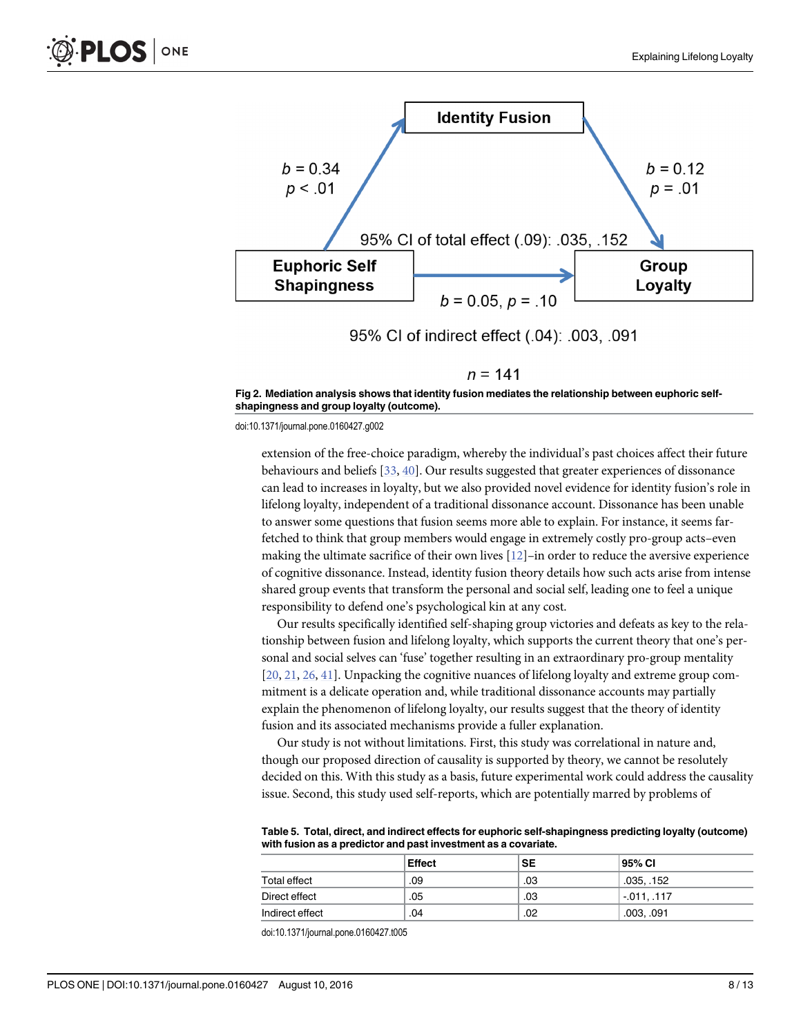Identity Fusion

$b = 0.34$
$p < .01$

$b = 0.12$
$p = .01$

95% CI of total effect (.09): .035, .152

Euphoric Self Shapingness

Group Loyalty

$b = 0.05$, $p = .10$

95% CI of indirect effect (.04): .003, .091

$n = 141$

**Fig 2. Mediation analysis shows that identity fusion mediates the relationship between euphoric self-shapingness and group loyalty (outcome).**

doi:10.1371/journal.pone.0160427.g002

extension of the free-choice paradigm, whereby the individual's past choices affect their future behaviours and beliefs [33, 40]. Our results suggested that greater experiences of dissonance can lead to increases in loyalty, but we also provided novel evidence for identity fusion's role in lifelong loyalty, independent of a traditional dissonance account. Dissonance has been unable to answer some questions that fusion seems more able to explain. For instance, it seems far-fetched to think that group members would engage in extremely costly pro-group acts–even making the ultimate sacrifice of their own lives [12]–in order to reduce the aversive experience of cognitive dissonance. Instead, identity fusion theory details how such acts arise from intense shared group events that transform the personal and social self, leading one to feel a unique responsibility to defend one's psychological kin at any cost.

Our results specifically identified self-shaping group victories and defeats as key to the relationship between fusion and lifelong loyalty, which supports the current theory that one's personal and social selves can 'fuse' together resulting in an extraordinary pro-group mentality [20, 21, 26, 41]. Unpacking the cognitive nuances of lifelong loyalty and extreme group commitment is a delicate operation and, while traditional dissonance accounts may partially explain the phenomenon of lifelong loyalty, our results suggest that the theory of identity fusion and its associated mechanisms provide a fuller explanation.

Our study is not without limitations. First, this study was correlational in nature and, though our proposed direction of causality is supported by theory, we cannot be resolutely decided on this. With this study as a basis, future experimental work could address the causality issue. Second, this study used self-reports, which are potentially marred by problems of

**Table 5. Total, direct, and indirect effects for euphoric self-shapingness predicting loyalty (outcome) with fusion as a predictor and past investment as a covariate.**

| | Effect | SE | 95% CI |
|---|---|---|---|
| Total effect | .09 | .03 | .035, .152 |
| Direct effect | .05 | .03 | -.011, .117 |
| Indirect effect | .04 | .02 | .003, .091 |

doi:10.1371/journal.pone.0160427.t005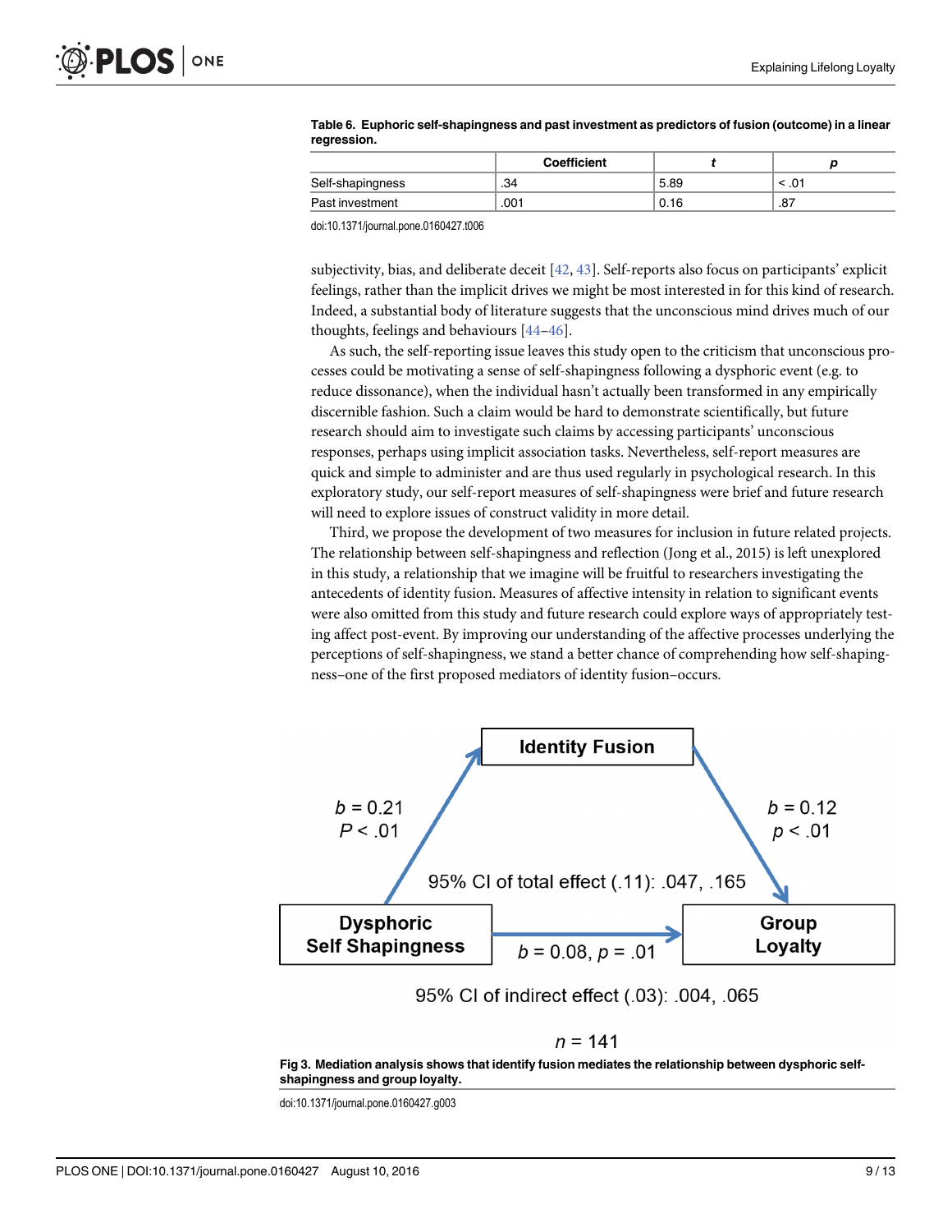**Table 6. Euphoric self-shapingness and past investment as predictors of fusion (outcome) in a linear regression.**

| | Coefficient | *t* | *p* |
|---|---|---|---|
| Self-shapingness | .34 | 5.89 | < .01 |
| Past investment | .001 | 0.16 | .87 |

doi:10.1371/journal.pone.0160427.t006

subjectivity, bias, and deliberate deceit [42, 43]. Self-reports also focus on participants' explicit feelings, rather than the implicit drives we might be most interested in for this kind of research. Indeed, a substantial body of literature suggests that the unconscious mind drives much of our thoughts, feelings and behaviours [44–46].

As such, the self-reporting issue leaves this study open to the criticism that unconscious processes could be motivating a sense of self-shapingness following a dysphoric event (e.g. to reduce dissonance), when the individual hasn't actually been transformed in any empirically discernible fashion. Such a claim would be hard to demonstrate scientifically, but future research should aim to investigate such claims by accessing participants' unconscious responses, perhaps using implicit association tasks. Nevertheless, self-report measures are quick and simple to administer and are thus used regularly in psychological research. In this exploratory study, our self-report measures of self-shapingness were brief and future research will need to explore issues of construct validity in more detail.

Third, we propose the development of two measures for inclusion in future related projects. The relationship between self-shapingness and reflection (Jong et al., 2015) is left unexplored in this study, a relationship that we imagine will be fruitful to researchers investigating the antecedents of identity fusion. Measures of affective intensity in relation to significant events were also omitted from this study and future research could explore ways of appropriately testing affect post-event. By improving our understanding of the affective processes underlying the perceptions of self-shapingness, we stand a better chance of comprehending how self-shapingness–one of the first proposed mediators of identity fusion–occurs.

| Path | Estimate |
|---|---|
| Dysphoric Self Shapingness → Identity Fusion | $b = 0.21$, $P < .01$ |
| Identity Fusion → Group Loyalty | $b = 0.12$, $p < .01$ |
| Dysphoric Self Shapingness → Group Loyalty | $b = 0.08$, $p = .01$ |

95% CI of total effect (.11): .047, .165

95% CI of indirect effect (.03): .004, .065

$n = 141$

**Fig 3. Mediation analysis shows that identify fusion mediates the relationship between dysphoric self-shapingness and group loyalty.**

doi:10.1371/journal.pone.0160427.g003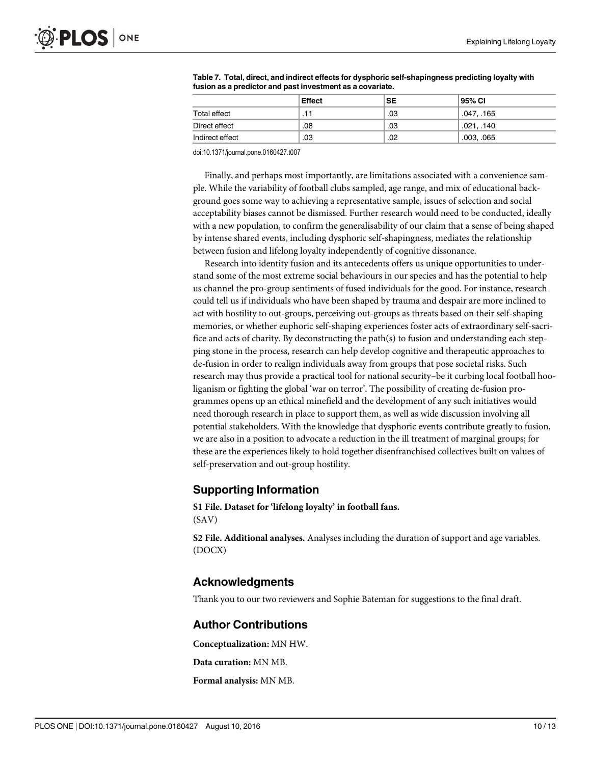**Table 7. Total, direct, and indirect effects for dysphoric self-shapingness predicting loyalty with fusion as a predictor and past investment as a covariate.**

| | Effect | SE | 95% CI |
|---|---|---|---|
| Total effect | .11 | .03 | .047, .165 |
| Direct effect | .08 | .03 | .021, .140 |
| Indirect effect | .03 | .02 | .003, .065 |

doi:10.1371/journal.pone.0160427.t007

Finally, and perhaps most importantly, are limitations associated with a convenience sample. While the variability of football clubs sampled, age range, and mix of educational background goes some way to achieving a representative sample, issues of selection and social acceptability biases cannot be dismissed. Further research would need to be conducted, ideally with a new population, to confirm the generalisability of our claim that a sense of being shaped by intense shared events, including dysphoric self-shapingness, mediates the relationship between fusion and lifelong loyalty independently of cognitive dissonance.

Research into identity fusion and its antecedents offers us unique opportunities to understand some of the most extreme social behaviours in our species and has the potential to help us channel the pro-group sentiments of fused individuals for the good. For instance, research could tell us if individuals who have been shaped by trauma and despair are more inclined to act with hostility to out-groups, perceiving out-groups as threats based on their self-shaping memories, or whether euphoric self-shaping experiences foster acts of extraordinary self-sacrifice and acts of charity. By deconstructing the path(s) to fusion and understanding each stepping stone in the process, research can help develop cognitive and therapeutic approaches to de-fusion in order to realign individuals away from groups that pose societal risks. Such research may thus provide a practical tool for national security–be it curbing local football hooliganism or fighting the global 'war on terror'. The possibility of creating de-fusion programmes opens up an ethical minefield and the development of any such initiatives would need thorough research in place to support them, as well as wide discussion involving all potential stakeholders. With the knowledge that dysphoric events contribute greatly to fusion, we are also in a position to advocate a reduction in the ill treatment of marginal groups; for these are the experiences likely to hold together disenfranchised collectives built on values of self-preservation and out-group hostility.

## Supporting Information

**S1 File. Dataset for 'lifelong loyalty' in football fans.**
(SAV)

**S2 File. Additional analyses.** Analyses including the duration of support and age variables.
(DOCX)

## Acknowledgments

Thank you to our two reviewers and Sophie Bateman for suggestions to the final draft.

## Author Contributions

**Conceptualization:** MN HW.

**Data curation:** MN MB.

**Formal analysis:** MN MB.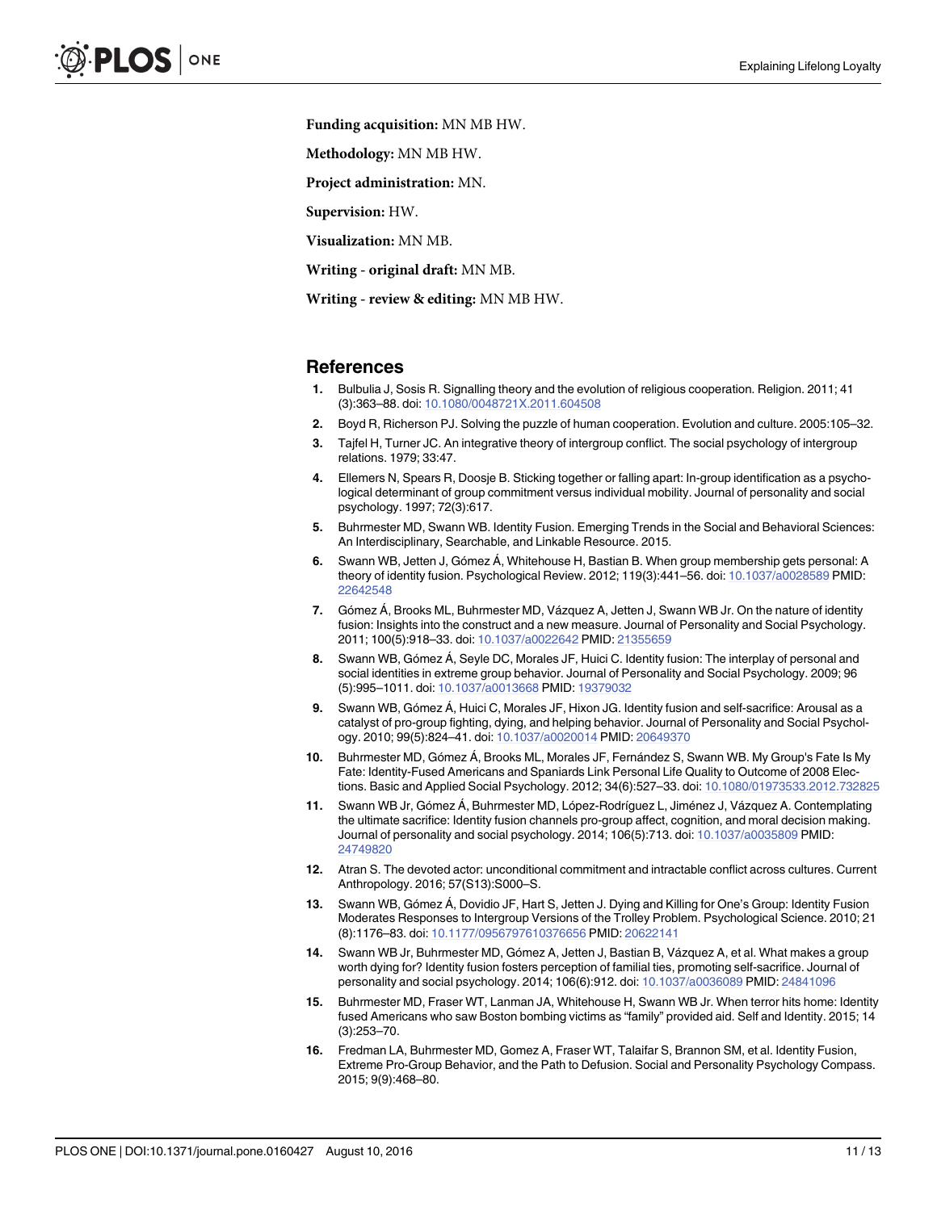**Funding acquisition:** MN MB HW.

**Methodology:** MN MB HW.

**Project administration:** MN.

**Supervision:** HW.

**Visualization:** MN MB.

**Writing - original draft:** MN MB.

**Writing - review & editing:** MN MB HW.

## References

1. Bulbulia J, Sosis R. Signalling theory and the evolution of religious cooperation. Religion. 2011; 41 (3):363–88. doi: 10.1080/0048721X.2011.604508
2. Boyd R, Richerson PJ. Solving the puzzle of human cooperation. Evolution and culture. 2005:105–32.
3. Tajfel H, Turner JC. An integrative theory of intergroup conflict. The social psychology of intergroup relations. 1979; 33:47.
4. Ellemers N, Spears R, Doosje B. Sticking together or falling apart: In-group identification as a psychological determinant of group commitment versus individual mobility. Journal of personality and social psychology. 1997; 72(3):617.
5. Buhrmester MD, Swann WB. Identity Fusion. Emerging Trends in the Social and Behavioral Sciences: An Interdisciplinary, Searchable, and Linkable Resource. 2015.
6. Swann WB, Jetten J, Gómez Á, Whitehouse H, Bastian B. When group membership gets personal: A theory of identity fusion. Psychological Review. 2012; 119(3):441–56. doi: 10.1037/a0028589 PMID: 22642548
7. Gómez Á, Brooks ML, Buhrmester MD, Vázquez A, Jetten J, Swann WB Jr. On the nature of identity fusion: Insights into the construct and a new measure. Journal of Personality and Social Psychology. 2011; 100(5):918–33. doi: 10.1037/a0022642 PMID: 21355659
8. Swann WB, Gómez Á, Seyle DC, Morales JF, Huici C. Identity fusion: The interplay of personal and social identities in extreme group behavior. Journal of Personality and Social Psychology. 2009; 96 (5):995–1011. doi: 10.1037/a0013668 PMID: 19379032
9. Swann WB, Gómez Á, Huici C, Morales JF, Hixon JG. Identity fusion and self-sacrifice: Arousal as a catalyst of pro-group fighting, dying, and helping behavior. Journal of Personality and Social Psychology. 2010; 99(5):824–41. doi: 10.1037/a0020014 PMID: 20649370
10. Buhrmester MD, Gómez Á, Brooks ML, Morales JF, Fernández S, Swann WB. My Group's Fate Is My Fate: Identity-Fused Americans and Spaniards Link Personal Life Quality to Outcome of 2008 Elections. Basic and Applied Social Psychology. 2012; 34(6):527–33. doi: 10.1080/01973533.2012.732825
11. Swann WB Jr, Gómez Á, Buhrmester MD, López-Rodríguez L, Jiménez J, Vázquez A. Contemplating the ultimate sacrifice: Identity fusion channels pro-group affect, cognition, and moral decision making. Journal of personality and social psychology. 2014; 106(5):713. doi: 10.1037/a0035809 PMID: 24749820
12. Atran S. The devoted actor: unconditional commitment and intractable conflict across cultures. Current Anthropology. 2016; 57(S13):S000–S.
13. Swann WB, Gómez Á, Dovidio JF, Hart S, Jetten J. Dying and Killing for One's Group: Identity Fusion Moderates Responses to Intergroup Versions of the Trolley Problem. Psychological Science. 2010; 21 (8):1176–83. doi: 10.1177/0956797610376656 PMID: 20622141
14. Swann WB Jr, Buhrmester MD, Gómez A, Jetten J, Bastian B, Vázquez A, et al. What makes a group worth dying for? Identity fusion fosters perception of familial ties, promoting self-sacrifice. Journal of personality and social psychology. 2014; 106(6):912. doi: 10.1037/a0036089 PMID: 24841096
15. Buhrmester MD, Fraser WT, Lanman JA, Whitehouse H, Swann WB Jr. When terror hits home: Identity fused Americans who saw Boston bombing victims as "family" provided aid. Self and Identity. 2015; 14 (3):253–70.
16. Fredman LA, Buhrmester MD, Gomez A, Fraser WT, Talaifar S, Brannon SM, et al. Identity Fusion, Extreme Pro-Group Behavior, and the Path to Defusion. Social and Personality Psychology Compass. 2015; 9(9):468–80.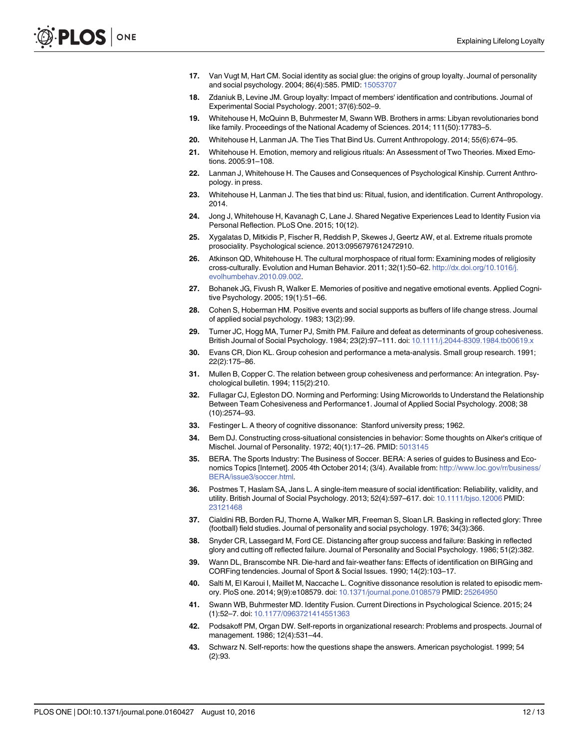17. Van Vugt M, Hart CM. Social identity as social glue: the origins of group loyalty. Journal of personality and social psychology. 2004; 86(4):585. PMID: 15053707

18. Zdaniuk B, Levine JM. Group loyalty: Impact of members' identification and contributions. Journal of Experimental Social Psychology. 2001; 37(6):502–9.

19. Whitehouse H, McQuinn B, Buhrmester M, Swann WB. Brothers in arms: Libyan revolutionaries bond like family. Proceedings of the National Academy of Sciences. 2014; 111(50):17783–5.

20. Whitehouse H, Lanman JA. The Ties That Bind Us. Current Anthropology. 2014; 55(6):674–95.

21. Whitehouse H. Emotion, memory and religious rituals: An Assessment of Two Theories. Mixed Emotions. 2005:91–108.

22. Lanman J, Whitehouse H. The Causes and Consequences of Psychological Kinship. Current Anthropology. in press.

23. Whitehouse H, Lanman J. The ties that bind us: Ritual, fusion, and identification. Current Anthropology. 2014.

24. Jong J, Whitehouse H, Kavanagh C, Lane J. Shared Negative Experiences Lead to Identity Fusion via Personal Reflection. PLoS One. 2015; 10(12).

25. Xygalatas D, Mitkidis P, Fischer R, Reddish P, Skewes J, Geertz AW, et al. Extreme rituals promote prosociality. Psychological science. 2013:0956797612472910.

26. Atkinson QD, Whitehouse H. The cultural morphospace of ritual form: Examining modes of religiosity cross-culturally. Evolution and Human Behavior. 2011; 32(1):50–62. http://dx.doi.org/10.1016/j.evolhumbehav.2010.09.002.

27. Bohanek JG, Fivush R, Walker E. Memories of positive and negative emotional events. Applied Cognitive Psychology. 2005; 19(1):51–66.

28. Cohen S, Hoberman HM. Positive events and social supports as buffers of life change stress. Journal of applied social psychology. 1983; 13(2):99.

29. Turner JC, Hogg MA, Turner PJ, Smith PM. Failure and defeat as determinants of group cohesiveness. British Journal of Social Psychology. 1984; 23(2):97–111. doi: 10.1111/j.2044-8309.1984.tb00619.x

30. Evans CR, Dion KL. Group cohesion and performance a meta-analysis. Small group research. 1991; 22(2):175–86.

31. Mullen B, Copper C. The relation between group cohesiveness and performance: An integration. Psychological bulletin. 1994; 115(2):210.

32. Fullagar CJ, Egleston DO. Norming and Performing: Using Microworlds to Understand the Relationship Between Team Cohesiveness and Performance1. Journal of Applied Social Psychology. 2008; 38 (10):2574–93.

33. Festinger L. A theory of cognitive dissonance: Stanford university press; 1962.

34. Bem DJ. Constructing cross-situational consistencies in behavior: Some thoughts on Alker's critique of Mischel. Journal of Personality. 1972; 40(1):17–26. PMID: 5013145

35. BERA. The Sports Industry: The Business of Soccer. BERA: A series of guides to Business and Economics Topics [Internet]. 2005 4th October 2014; (3/4). Available from: http://www.loc.gov/rr/business/BERA/issue3/soccer.html.

36. Postmes T, Haslam SA, Jans L. A single-item measure of social identification: Reliability, validity, and utility. British Journal of Social Psychology. 2013; 52(4):597–617. doi: 10.1111/bjso.12006 PMID: 23121468

37. Cialdini RB, Borden RJ, Thorne A, Walker MR, Freeman S, Sloan LR. Basking in reflected glory: Three (football) field studies. Journal of personality and social psychology. 1976; 34(3):366.

38. Snyder CR, Lassegard M, Ford CE. Distancing after group success and failure: Basking in reflected glory and cutting off reflected failure. Journal of Personality and Social Psychology. 1986; 51(2):382.

39. Wann DL, Branscombe NR. Die-hard and fair-weather fans: Effects of identification on BIRGing and CORFing tendencies. Journal of Sport & Social Issues. 1990; 14(2):103–17.

40. Salti M, El Karoui I, Maillet M, Naccache L. Cognitive dissonance resolution is related to episodic memory. PloS one. 2014; 9(9):e108579. doi: 10.1371/journal.pone.0108579 PMID: 25264950

41. Swann WB, Buhrmester MD. Identity Fusion. Current Directions in Psychological Science. 2015; 24 (1):52–7. doi: 10.1177/0963721414551363

42. Podsakoff PM, Organ DW. Self-reports in organizational research: Problems and prospects. Journal of management. 1986; 12(4):531–44.

43. Schwarz N. Self-reports: how the questions shape the answers. American psychologist. 1999; 54 (2):93.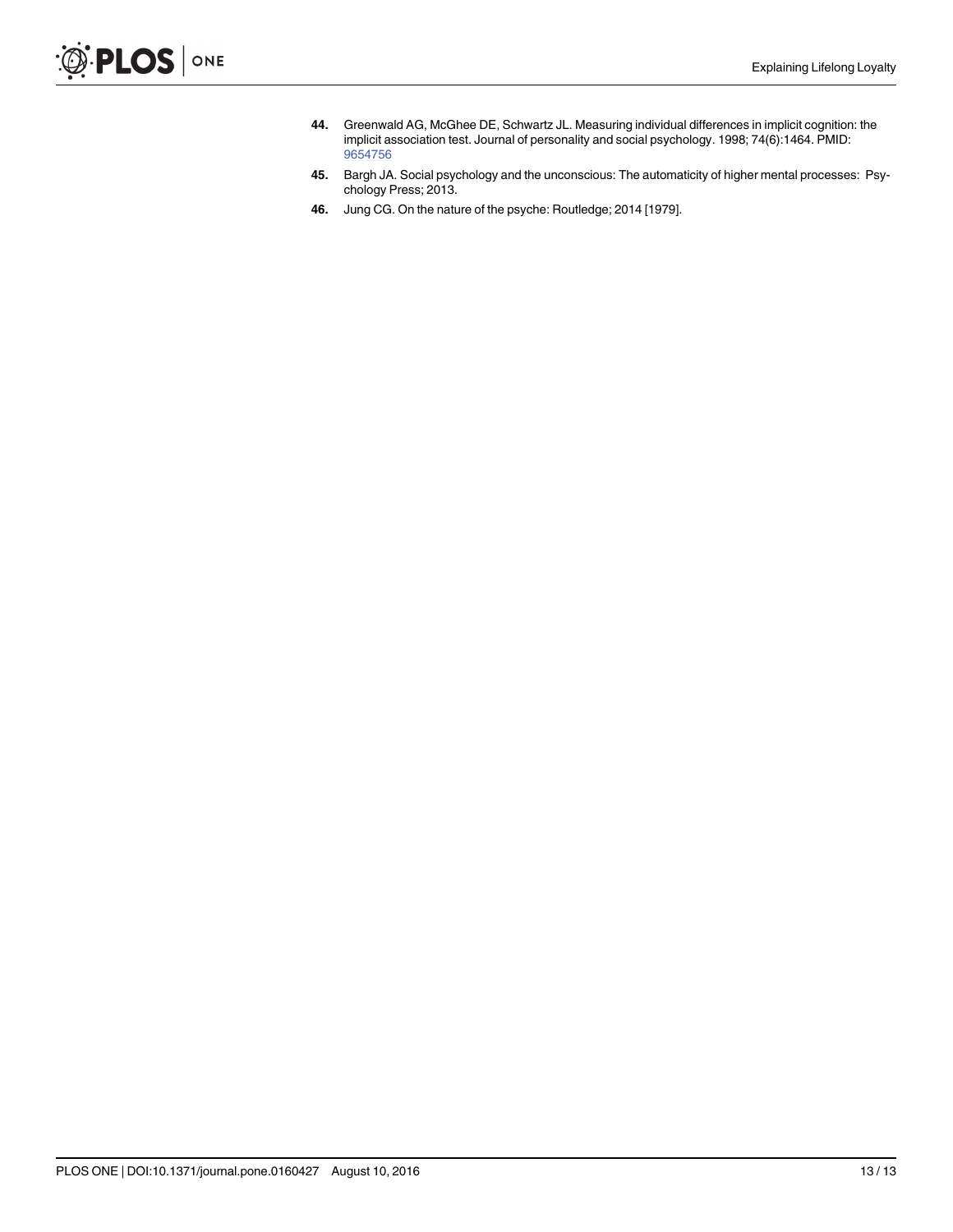44. Greenwald AG, McGhee DE, Schwartz JL. Measuring individual differences in implicit cognition: the implicit association test. Journal of personality and social psychology. 1998; 74(6):1464. PMID: 9654756

45. Bargh JA. Social psychology and the unconscious: The automaticity of higher mental processes: Psychology Press; 2013.

46. Jung CG. On the nature of the psyche: Routledge; 2014 [1979].